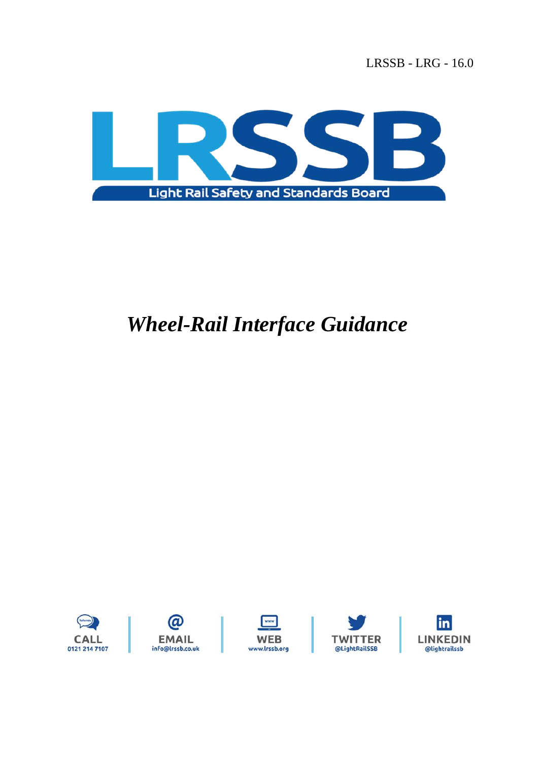LRSSB - LRG - 16.0

LRSSB

Light Rail Safety and Standards Board

# *Wheel-Rail Interface Guidance*

CALL 0121 214 7107 | EMAIL info@lrssb.co.uk | WEB www.lrssb.org | TWITTER @LightRailSSB | LINKEDIN @lightrailssb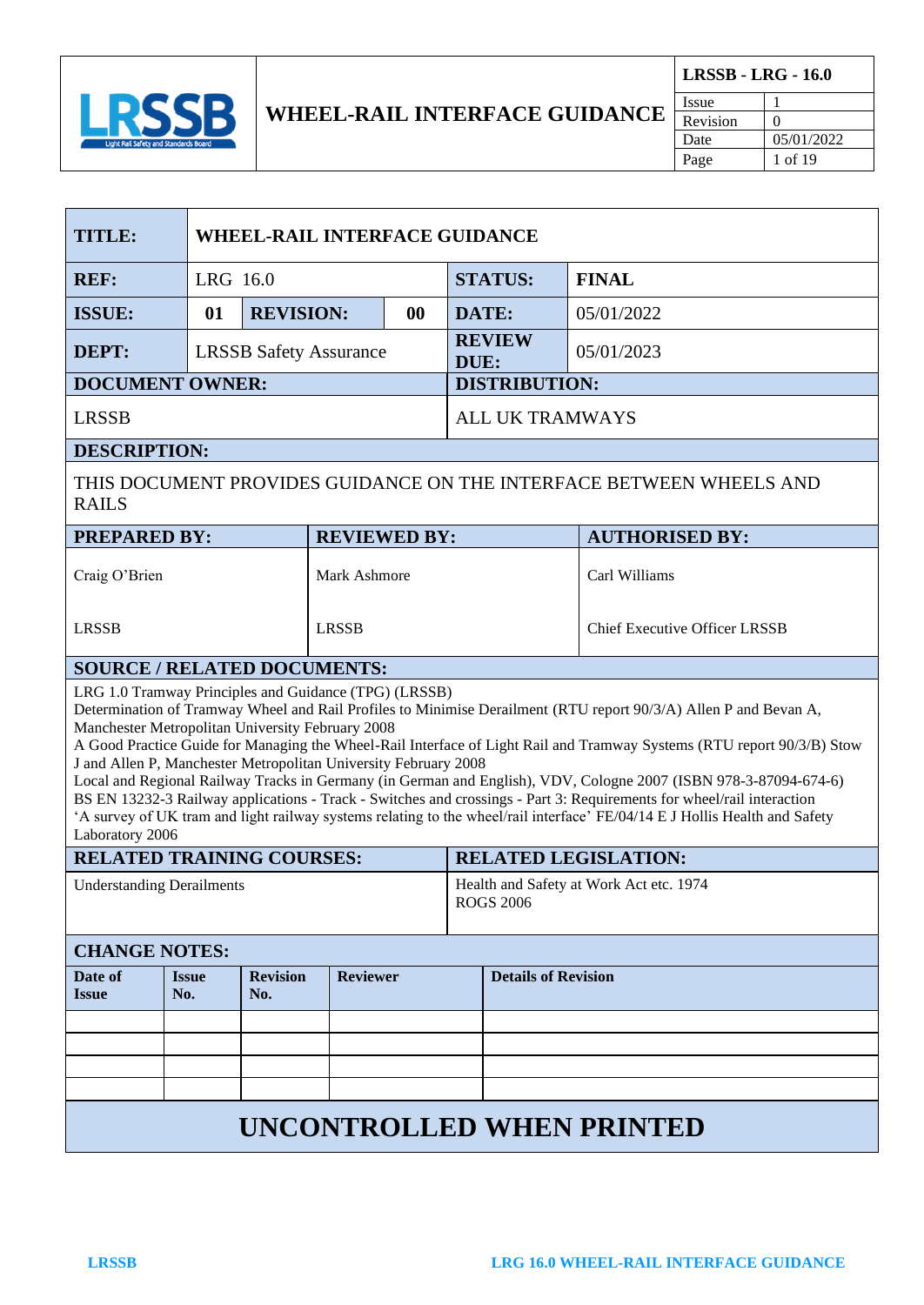| TITLE: | WHEEL-RAIL INTERFACE GUIDANCE | | | | |
|---|---|---|---|---|---|
| **REF:** | LRG 16.0 | | | **STATUS:** | **FINAL** |
| **ISSUE:** | **01** | **REVISION:** | **00** | **DATE:** | 05/01/2022 |
| **DEPT:** | LRSSB Safety Assurance | | | **REVIEW DUE:** | 05/01/2023 |
| **DOCUMENT OWNER:** | | | | **DISTRIBUTION:** | |
| LRSSB | | | | ALL UK TRAMWAYS | |

| DESCRIPTION: |
|---|
| THIS DOCUMENT PROVIDES GUIDANCE ON THE INTERFACE BETWEEN WHEELS AND RAILS |

| PREPARED BY: | REVIEWED BY: | AUTHORISED BY: |
|---|---|---|
| Craig O'Brien | Mark Ashmore | Carl Williams |
| LRSSB | LRSSB | Chief Executive Officer LRSSB |

**SOURCE / RELATED DOCUMENTS:**

LRG 1.0 Tramway Principles and Guidance (TPG) (LRSSB)
Determination of Tramway Wheel and Rail Profiles to Minimise Derailment (RTU report 90/3/A) Allen P and Bevan A, Manchester Metropolitan University February 2008
A Good Practice Guide for Managing the Wheel-Rail Interface of Light Rail and Tramway Systems (RTU report 90/3/B) Stow J and Allen P, Manchester Metropolitan University February 2008
Local and Regional Railway Tracks in Germany (in German and English), VDV, Cologne 2007 (ISBN 978-3-87094-674-6)
BS EN 13232-3 Railway applications - Track - Switches and crossings - Part 3: Requirements for wheel/rail interaction
'A survey of UK tram and light railway systems relating to the wheel/rail interface' FE/04/14 E J Hollis Health and Safety Laboratory 2006

| RELATED TRAINING COURSES: | RELATED LEGISLATION: |
|---|---|
| Understanding Derailments | Health and Safety at Work Act etc. 1974<br>ROGS 2006 |

**CHANGE NOTES:**

| Date of Issue | Issue No. | Revision No. | Reviewer | Details of Revision |
|---|---|---|---|---|
| | | | | |
| | | | | |
| | | | | |
| | | | | |

**UNCONTROLLED WHEN PRINTED**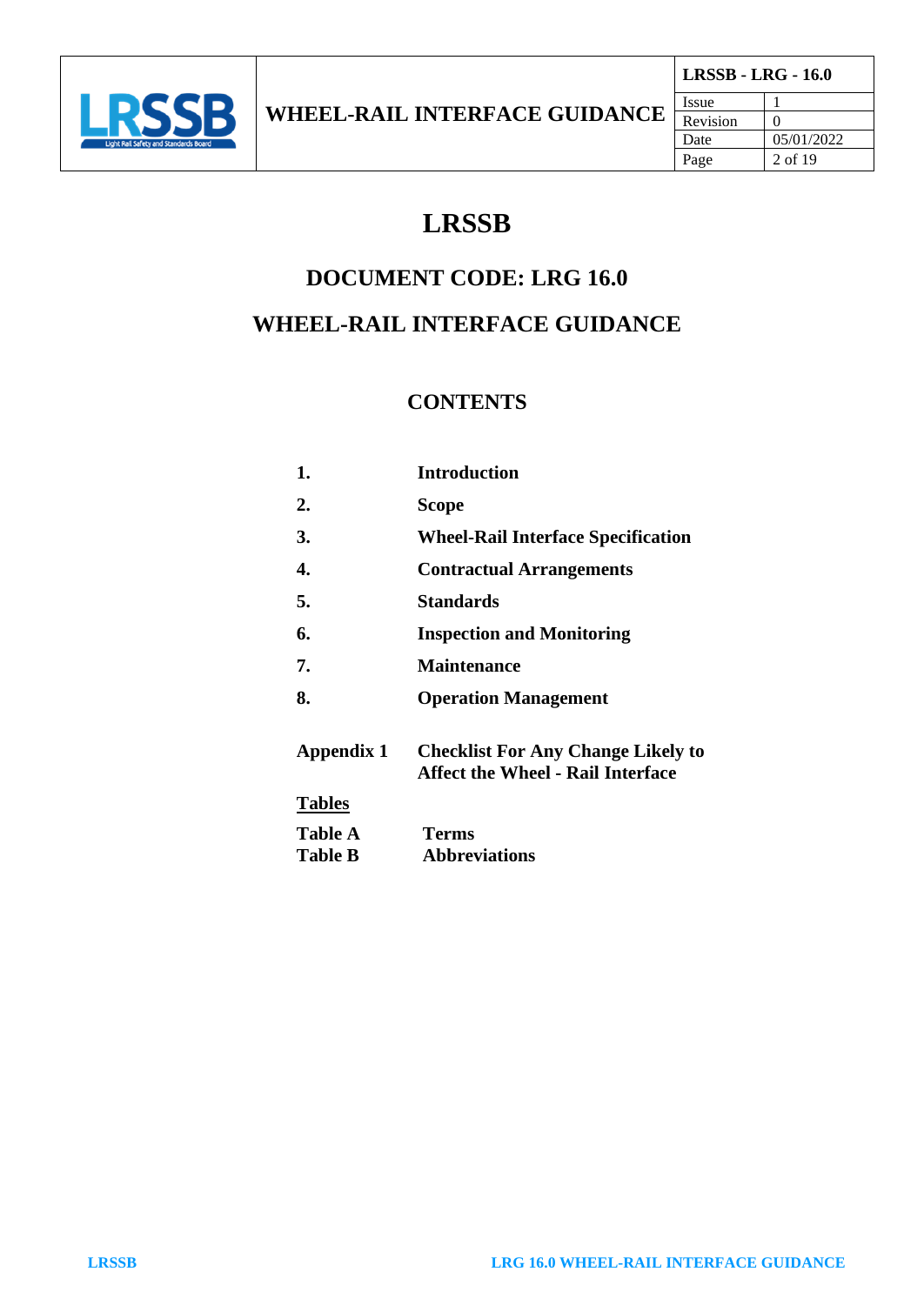# LRSSB

## DOCUMENT CODE: LRG 16.0

## WHEEL-RAIL INTERFACE GUIDANCE

### CONTENTS

| | |
|---|---|
| **1.** | **Introduction** |
| **2.** | **Scope** |
| **3.** | **Wheel-Rail Interface Specification** |
| **4.** | **Contractual Arrangements** |
| **5.** | **Standards** |
| **6.** | **Inspection and Monitoring** |
| **7.** | **Maintenance** |
| **8.** | **Operation Management** |
| **Appendix 1** | **Checklist For Any Change Likely to Affect the Wheel - Rail Interface** |

**Tables**

| | |
|---|---|
| **Table A** | **Terms** |
| **Table B** | **Abbreviations** |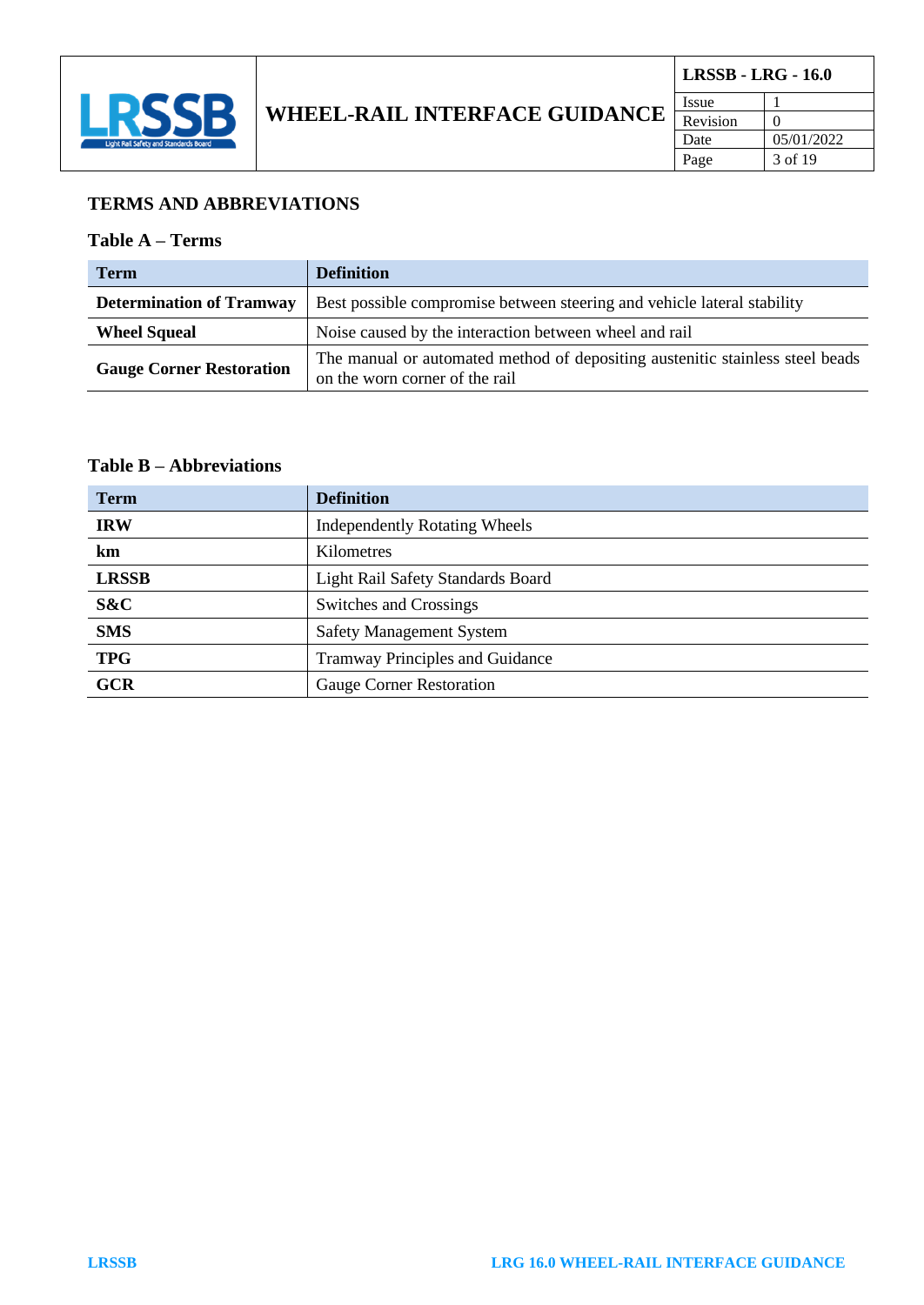## TERMS AND ABBREVIATIONS

### Table A – Terms

| Term | Definition |
|---|---|
| **Determination of Tramway** | Best possible compromise between steering and vehicle lateral stability |
| **Wheel Squeal** | Noise caused by the interaction between wheel and rail |
| **Gauge Corner Restoration** | The manual or automated method of depositing austenitic stainless steel beads on the worn corner of the rail |

### Table B – Abbreviations

| Term | Definition |
|---|---|
| **IRW** | Independently Rotating Wheels |
| **km** | Kilometres |
| **LRSSB** | Light Rail Safety Standards Board |
| **S&C** | Switches and Crossings |
| **SMS** | Safety Management System |
| **TPG** | Tramway Principles and Guidance |
| **GCR** | Gauge Corner Restoration |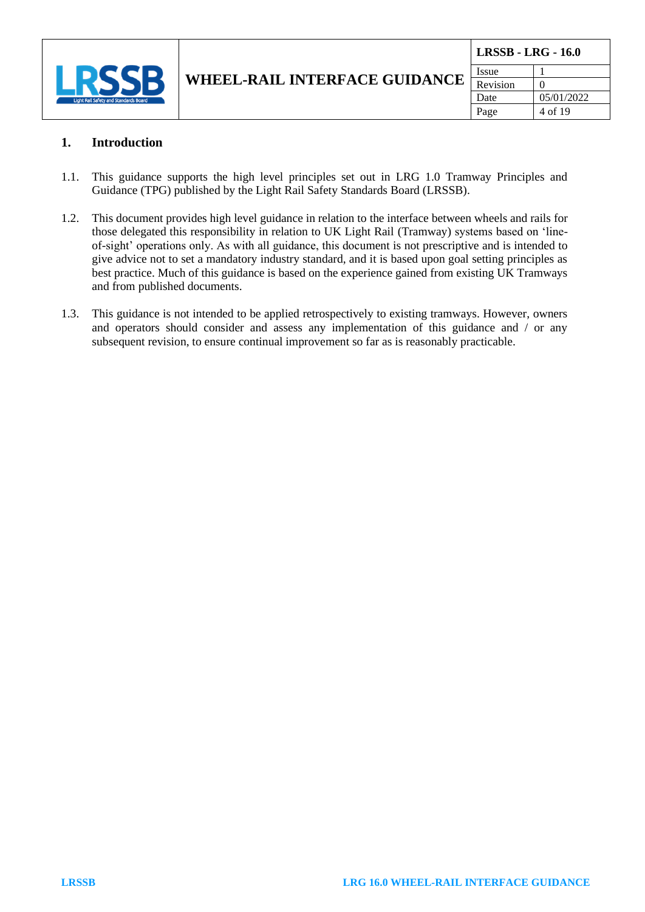## 1. Introduction

1.1. This guidance supports the high level principles set out in LRG 1.0 Tramway Principles and Guidance (TPG) published by the Light Rail Safety Standards Board (LRSSB).

1.2. This document provides high level guidance in relation to the interface between wheels and rails for those delegated this responsibility in relation to UK Light Rail (Tramway) systems based on 'line-of-sight' operations only. As with all guidance, this document is not prescriptive and is intended to give advice not to set a mandatory industry standard, and it is based upon goal setting principles as best practice. Much of this guidance is based on the experience gained from existing UK Tramways and from published documents.

1.3. This guidance is not intended to be applied retrospectively to existing tramways. However, owners and operators should consider and assess any implementation of this guidance and / or any subsequent revision, to ensure continual improvement so far as is reasonably practicable.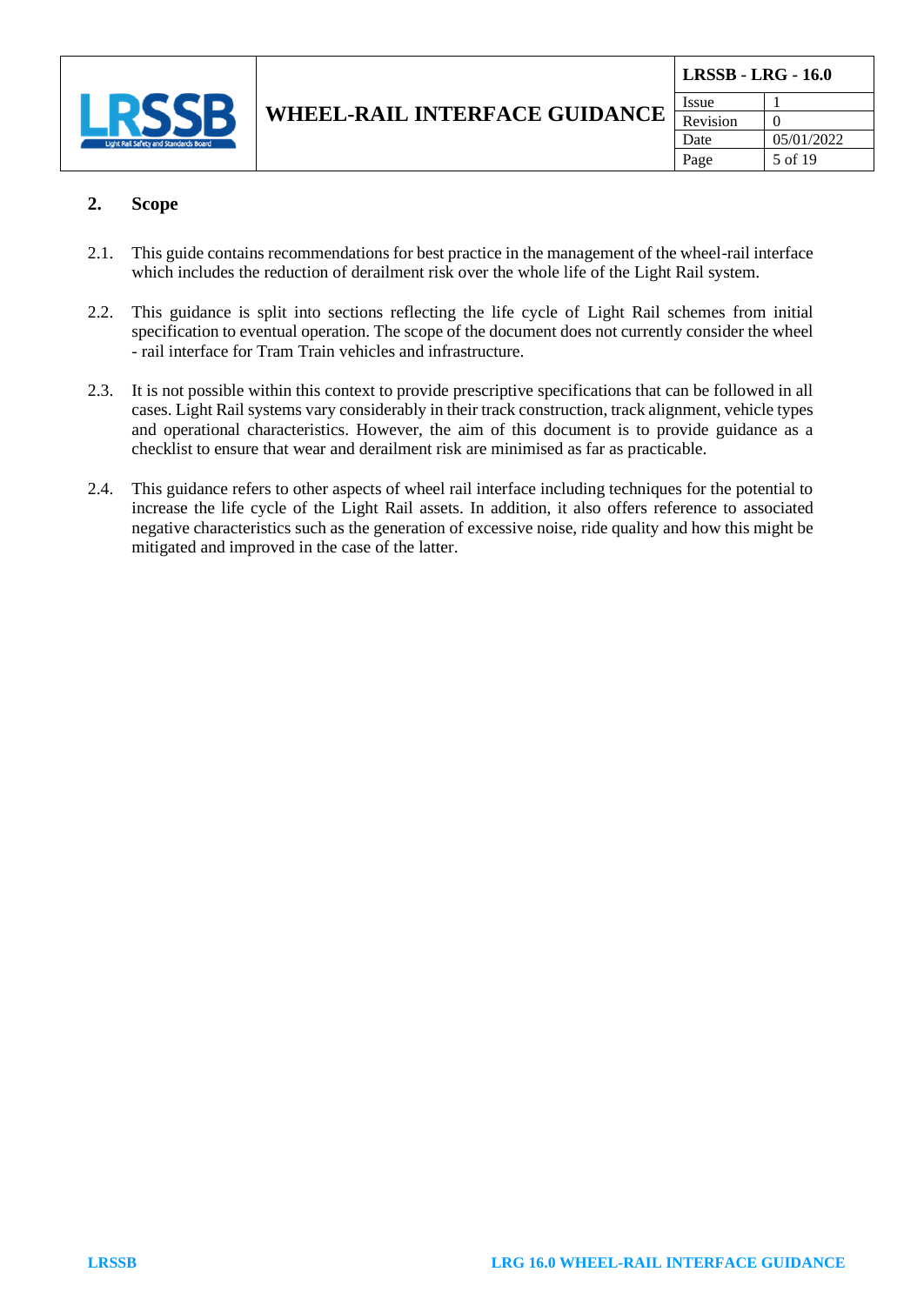## 2. Scope

2.1. This guide contains recommendations for best practice in the management of the wheel-rail interface which includes the reduction of derailment risk over the whole life of the Light Rail system.

2.2. This guidance is split into sections reflecting the life cycle of Light Rail schemes from initial specification to eventual operation. The scope of the document does not currently consider the wheel - rail interface for Tram Train vehicles and infrastructure.

2.3. It is not possible within this context to provide prescriptive specifications that can be followed in all cases. Light Rail systems vary considerably in their track construction, track alignment, vehicle types and operational characteristics. However, the aim of this document is to provide guidance as a checklist to ensure that wear and derailment risk are minimised as far as practicable.

2.4. This guidance refers to other aspects of wheel rail interface including techniques for the potential to increase the life cycle of the Light Rail assets. In addition, it also offers reference to associated negative characteristics such as the generation of excessive noise, ride quality and how this might be mitigated and improved in the case of the latter.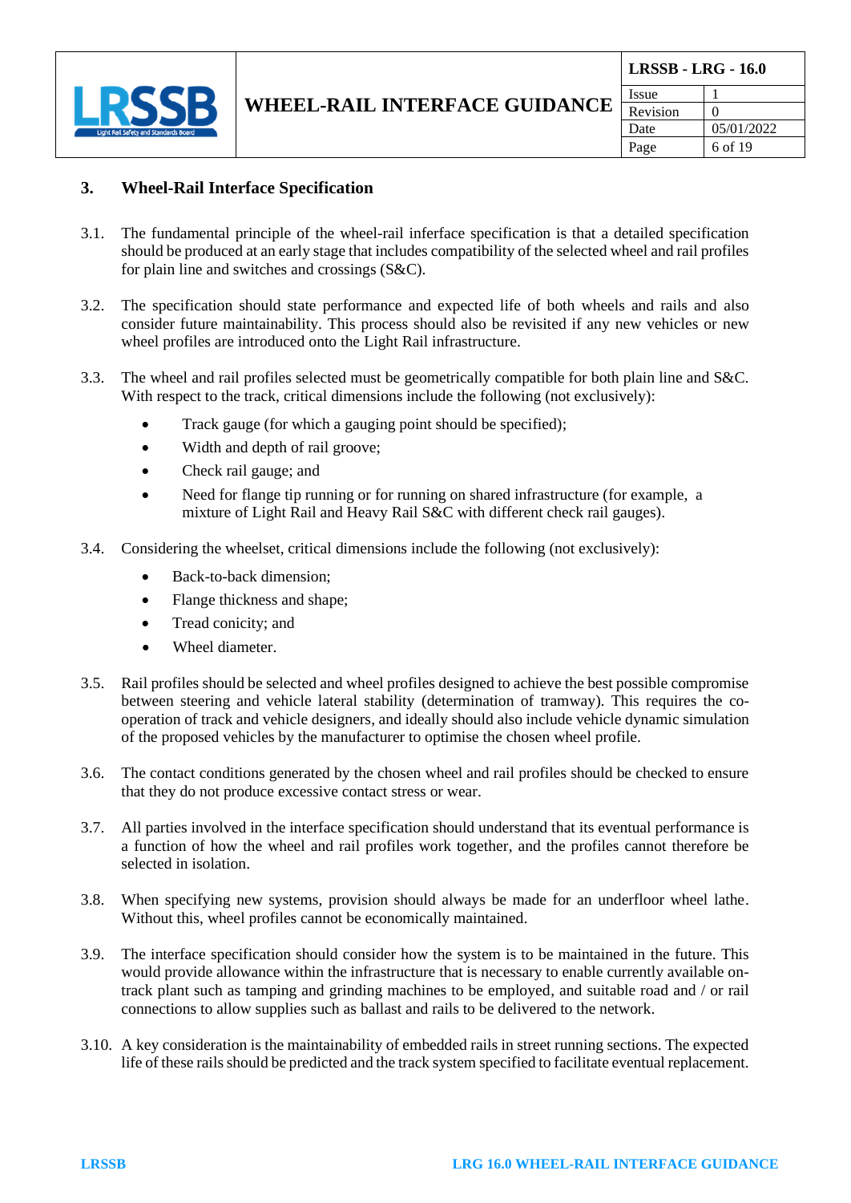## 3. Wheel-Rail Interface Specification

3.1. The fundamental principle of the wheel-rail inferface specification is that a detailed specification should be produced at an early stage that includes compatibility of the selected wheel and rail profiles for plain line and switches and crossings (S&C).

3.2. The specification should state performance and expected life of both wheels and rails and also consider future maintainability. This process should also be revisited if any new vehicles or new wheel profiles are introduced onto the Light Rail infrastructure.

3.3. The wheel and rail profiles selected must be geometrically compatible for both plain line and S&C. With respect to the track, critical dimensions include the following (not exclusively):

- Track gauge (for which a gauging point should be specified);
- Width and depth of rail groove;
- Check rail gauge; and
- Need for flange tip running or for running on shared infrastructure (for example, a mixture of Light Rail and Heavy Rail S&C with different check rail gauges).

3.4. Considering the wheelset, critical dimensions include the following (not exclusively):

- Back-to-back dimension;
- Flange thickness and shape;
- Tread conicity; and
- Wheel diameter.

3.5. Rail profiles should be selected and wheel profiles designed to achieve the best possible compromise between steering and vehicle lateral stability (determination of tramway). This requires the co-operation of track and vehicle designers, and ideally should also include vehicle dynamic simulation of the proposed vehicles by the manufacturer to optimise the chosen wheel profile.

3.6. The contact conditions generated by the chosen wheel and rail profiles should be checked to ensure that they do not produce excessive contact stress or wear.

3.7. All parties involved in the interface specification should understand that its eventual performance is a function of how the wheel and rail profiles work together, and the profiles cannot therefore be selected in isolation.

3.8. When specifying new systems, provision should always be made for an underfloor wheel lathe. Without this, wheel profiles cannot be economically maintained.

3.9. The interface specification should consider how the system is to be maintained in the future. This would provide allowance within the infrastructure that is necessary to enable currently available on-track plant such as tamping and grinding machines to be employed, and suitable road and / or rail connections to allow supplies such as ballast and rails to be delivered to the network.

3.10. A key consideration is the maintainability of embedded rails in street running sections. The expected life of these rails should be predicted and the track system specified to facilitate eventual replacement.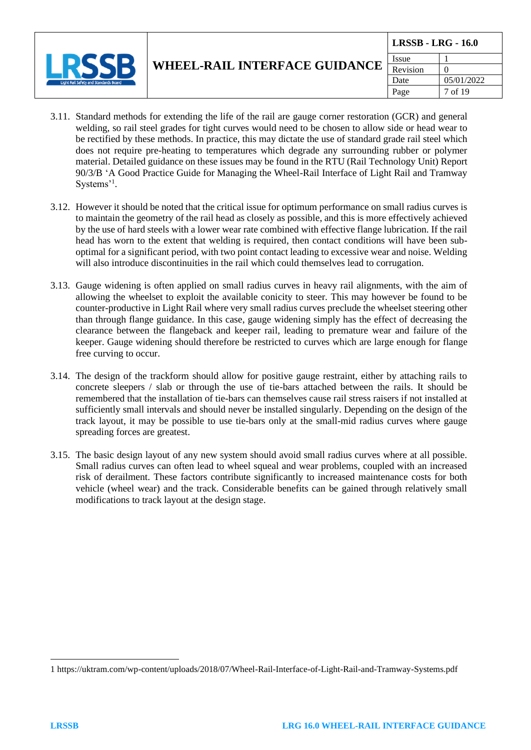3.11. Standard methods for extending the life of the rail are gauge corner restoration (GCR) and general welding, so rail steel grades for tight curves would need to be chosen to allow side or head wear to be rectified by these methods. In practice, this may dictate the use of standard grade rail steel which does not require pre-heating to temperatures which degrade any surrounding rubber or polymer material. Detailed guidance on these issues may be found in the RTU (Rail Technology Unit) Report 90/3/B 'A Good Practice Guide for Managing the Wheel-Rail Interface of Light Rail and Tramway Systems'[1].

3.12. However it should be noted that the critical issue for optimum performance on small radius curves is to maintain the geometry of the rail head as closely as possible, and this is more effectively achieved by the use of hard steels with a lower wear rate combined with effective flange lubrication. If the rail head has worn to the extent that welding is required, then contact conditions will have been sub-optimal for a significant period, with two point contact leading to excessive wear and noise. Welding will also introduce discontinuities in the rail which could themselves lead to corrugation.

3.13. Gauge widening is often applied on small radius curves in heavy rail alignments, with the aim of allowing the wheelset to exploit the available conicity to steer. This may however be found to be counter-productive in Light Rail where very small radius curves preclude the wheelset steering other than through flange guidance. In this case, gauge widening simply has the effect of decreasing the clearance between the flangeback and keeper rail, leading to premature wear and failure of the keeper. Gauge widening should therefore be restricted to curves which are large enough for flange free curving to occur.

3.14. The design of the trackform should allow for positive gauge restraint, either by attaching rails to concrete sleepers / slab or through the use of tie-bars attached between the rails. It should be remembered that the installation of tie-bars can themselves cause rail stress raisers if not installed at sufficiently small intervals and should never be installed singularly. Depending on the design of the track layout, it may be possible to use tie-bars only at the small-mid radius curves where gauge spreading forces are greatest.

3.15. The basic design layout of any new system should avoid small radius curves where at all possible. Small radius curves can often lead to wheel squeal and wear problems, coupled with an increased risk of derailment. These factors contribute significantly to increased maintenance costs for both vehicle (wheel wear) and the track. Considerable benefits can be gained through relatively small modifications to track layout at the design stage.

---

1 https://uktram.com/wp-content/uploads/2018/07/Wheel-Rail-Interface-of-Light-Rail-and-Tramway-Systems.pdf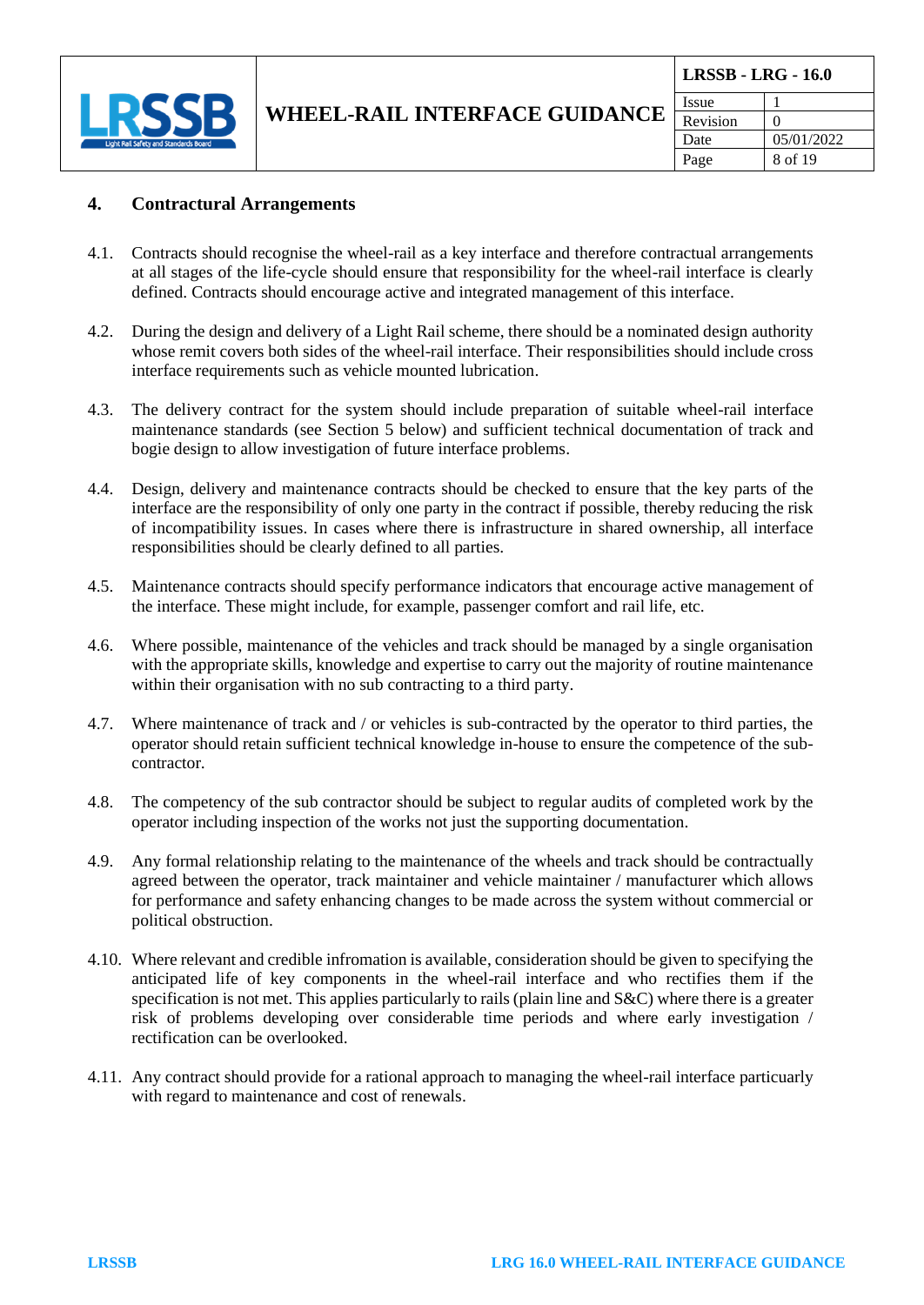## 4. Contractural Arrangements

4.1. Contracts should recognise the wheel-rail as a key interface and therefore contractual arrangements at all stages of the life-cycle should ensure that responsibility for the wheel-rail interface is clearly defined. Contracts should encourage active and integrated management of this interface.

4.2. During the design and delivery of a Light Rail scheme, there should be a nominated design authority whose remit covers both sides of the wheel-rail interface. Their responsibilities should include cross interface requirements such as vehicle mounted lubrication.

4.3. The delivery contract for the system should include preparation of suitable wheel-rail interface maintenance standards (see Section 5 below) and sufficient technical documentation of track and bogie design to allow investigation of future interface problems.

4.4. Design, delivery and maintenance contracts should be checked to ensure that the key parts of the interface are the responsibility of only one party in the contract if possible, thereby reducing the risk of incompatibility issues. In cases where there is infrastructure in shared ownership, all interface responsibilities should be clearly defined to all parties.

4.5. Maintenance contracts should specify performance indicators that encourage active management of the interface. These might include, for example, passenger comfort and rail life, etc.

4.6. Where possible, maintenance of the vehicles and track should be managed by a single organisation with the appropriate skills, knowledge and expertise to carry out the majority of routine maintenance within their organisation with no sub contracting to a third party.

4.7. Where maintenance of track and / or vehicles is sub-contracted by the operator to third parties, the operator should retain sufficient technical knowledge in-house to ensure the competence of the sub-contractor.

4.8. The competency of the sub contractor should be subject to regular audits of completed work by the operator including inspection of the works not just the supporting documentation.

4.9. Any formal relationship relating to the maintenance of the wheels and track should be contractually agreed between the operator, track maintainer and vehicle maintainer / manufacturer which allows for performance and safety enhancing changes to be made across the system without commercial or political obstruction.

4.10. Where relevant and credible infromation is available, consideration should be given to specifying the anticipated life of key components in the wheel-rail interface and who rectifies them if the specification is not met. This applies particularly to rails (plain line and S&C) where there is a greater risk of problems developing over considerable time periods and where early investigation / rectification can be overlooked.

4.11. Any contract should provide for a rational approach to managing the wheel-rail interface particualry with regard to maintenance and cost of renewals.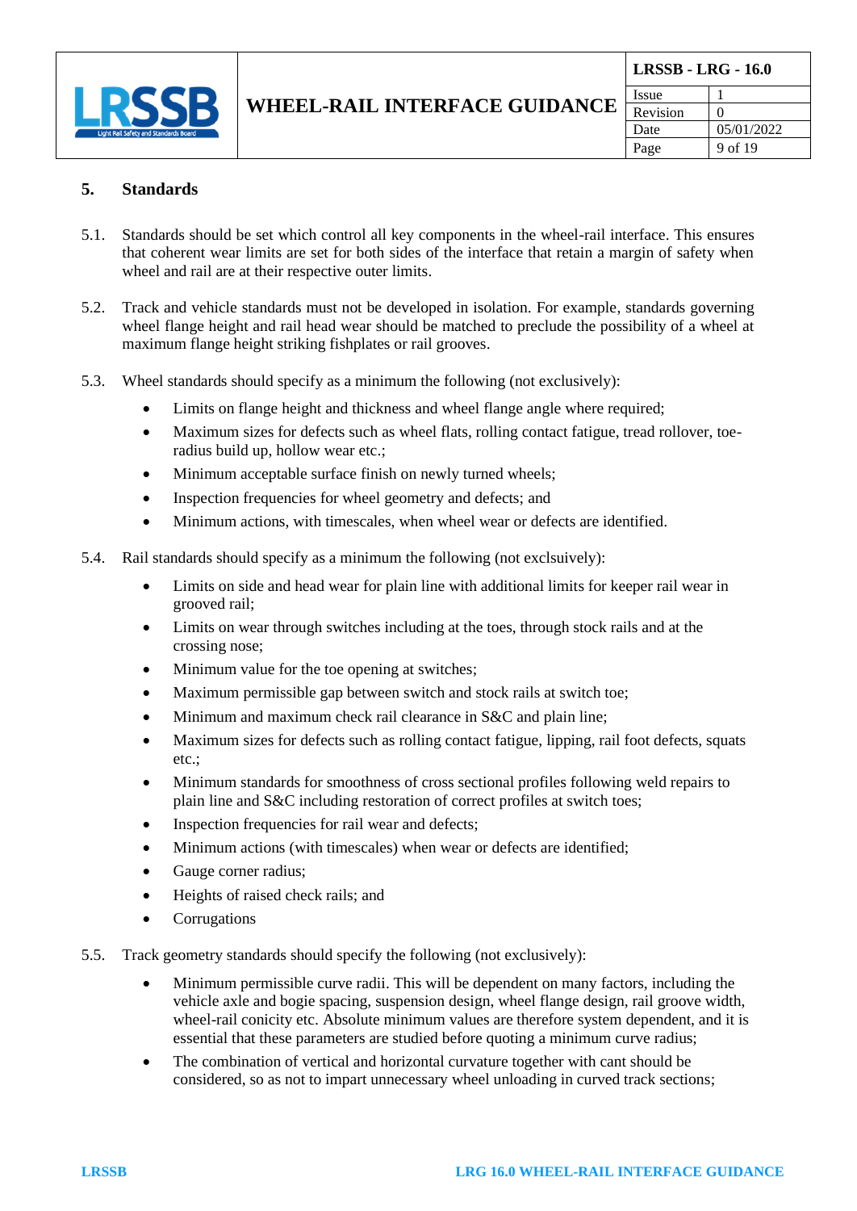## 5. Standards

5.1. Standards should be set which control all key components in the wheel-rail interface. This ensures that coherent wear limits are set for both sides of the interface that retain a margin of safety when wheel and rail are at their respective outer limits.

5.2. Track and vehicle standards must not be developed in isolation. For example, standards governing wheel flange height and rail head wear should be matched to preclude the possibility of a wheel at maximum flange height striking fishplates or rail grooves.

5.3. Wheel standards should specify as a minimum the following (not exclusively):

- Limits on flange height and thickness and wheel flange angle where required;
- Maximum sizes for defects such as wheel flats, rolling contact fatigue, tread rollover, toe-radius build up, hollow wear etc.;
- Minimum acceptable surface finish on newly turned wheels;
- Inspection frequencies for wheel geometry and defects; and
- Minimum actions, with timescales, when wheel wear or defects are identified.

5.4. Rail standards should specify as a minimum the following (not exclsuively):

- Limits on side and head wear for plain line with additional limits for keeper rail wear in grooved rail;
- Limits on wear through switches including at the toes, through stock rails and at the crossing nose;
- Minimum value for the toe opening at switches;
- Maximum permissible gap between switch and stock rails at switch toe;
- Minimum and maximum check rail clearance in S&C and plain line;
- Maximum sizes for defects such as rolling contact fatigue, lipping, rail foot defects, squats etc.;
- Minimum standards for smoothness of cross sectional profiles following weld repairs to plain line and S&C including restoration of correct profiles at switch toes;
- Inspection frequencies for rail wear and defects;
- Minimum actions (with timescales) when wear or defects are identified;
- Gauge corner radius;
- Heights of raised check rails; and
- Corrugations

5.5. Track geometry standards should specify the following (not exclusively):

- Minimum permissible curve radii. This will be dependent on many factors, including the vehicle axle and bogie spacing, suspension design, wheel flange design, rail groove width, wheel-rail conicity etc. Absolute minimum values are therefore system dependent, and it is essential that these parameters are studied before quoting a minimum curve radius;
- The combination of vertical and horizontal curvature together with cant should be considered, so as not to impart unnecessary wheel unloading in curved track sections;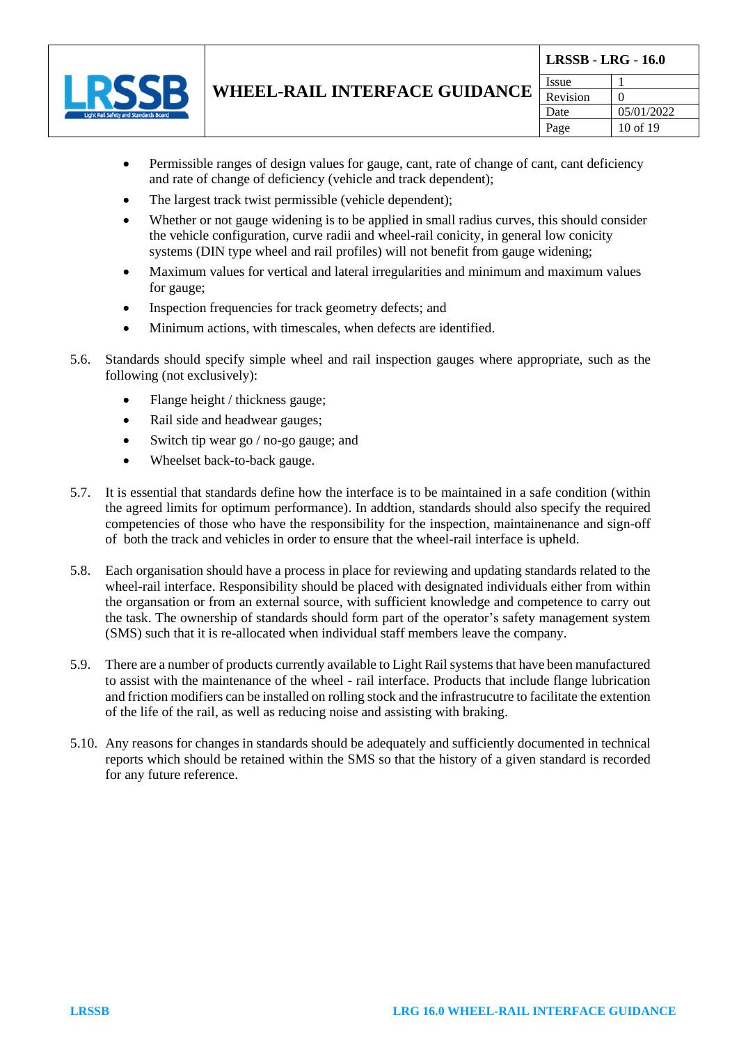- Permissible ranges of design values for gauge, cant, rate of change of cant, cant deficiency and rate of change of deficiency (vehicle and track dependent);
- The largest track twist permissible (vehicle dependent);
- Whether or not gauge widening is to be applied in small radius curves, this should consider the vehicle configuration, curve radii and wheel-rail conicity, in general low conicity systems (DIN type wheel and rail profiles) will not benefit from gauge widening;
- Maximum values for vertical and lateral irregularities and minimum and maximum values for gauge;
- Inspection frequencies for track geometry defects; and
- Minimum actions, with timescales, when defects are identified.

5.6. Standards should specify simple wheel and rail inspection gauges where appropriate, such as the following (not exclusively):

- Flange height / thickness gauge;
- Rail side and headwear gauges;
- Switch tip wear go / no-go gauge; and
- Wheelset back-to-back gauge.

5.7. It is essential that standards define how the interface is to be maintained in a safe condition (within the agreed limits for optimum performance). In addtion, standards should also specify the required competencies of those who have the responsibility for the inspection, maintainenance and sign-off of both the track and vehicles in order to ensure that the wheel-rail interface is upheld.

5.8. Each organisation should have a process in place for reviewing and updating standards related to the wheel-rail interface. Responsibility should be placed with designated individuals either from within the organsation or from an external source, with sufficient knowledge and competence to carry out the task. The ownership of standards should form part of the operator's safety management system (SMS) such that it is re-allocated when individual staff members leave the company.

5.9. There are a number of products currently available to Light Rail systems that have been manufactured to assist with the maintenance of the wheel - rail interface. Products that include flange lubrication and friction modifiers can be installed on rolling stock and the infrastrucutre to facilitate the extention of the life of the rail, as well as reducing noise and assisting with braking.

5.10. Any reasons for changes in standards should be adequately and sufficiently documented in technical reports which should be retained within the SMS so that the history of a given standard is recorded for any future reference.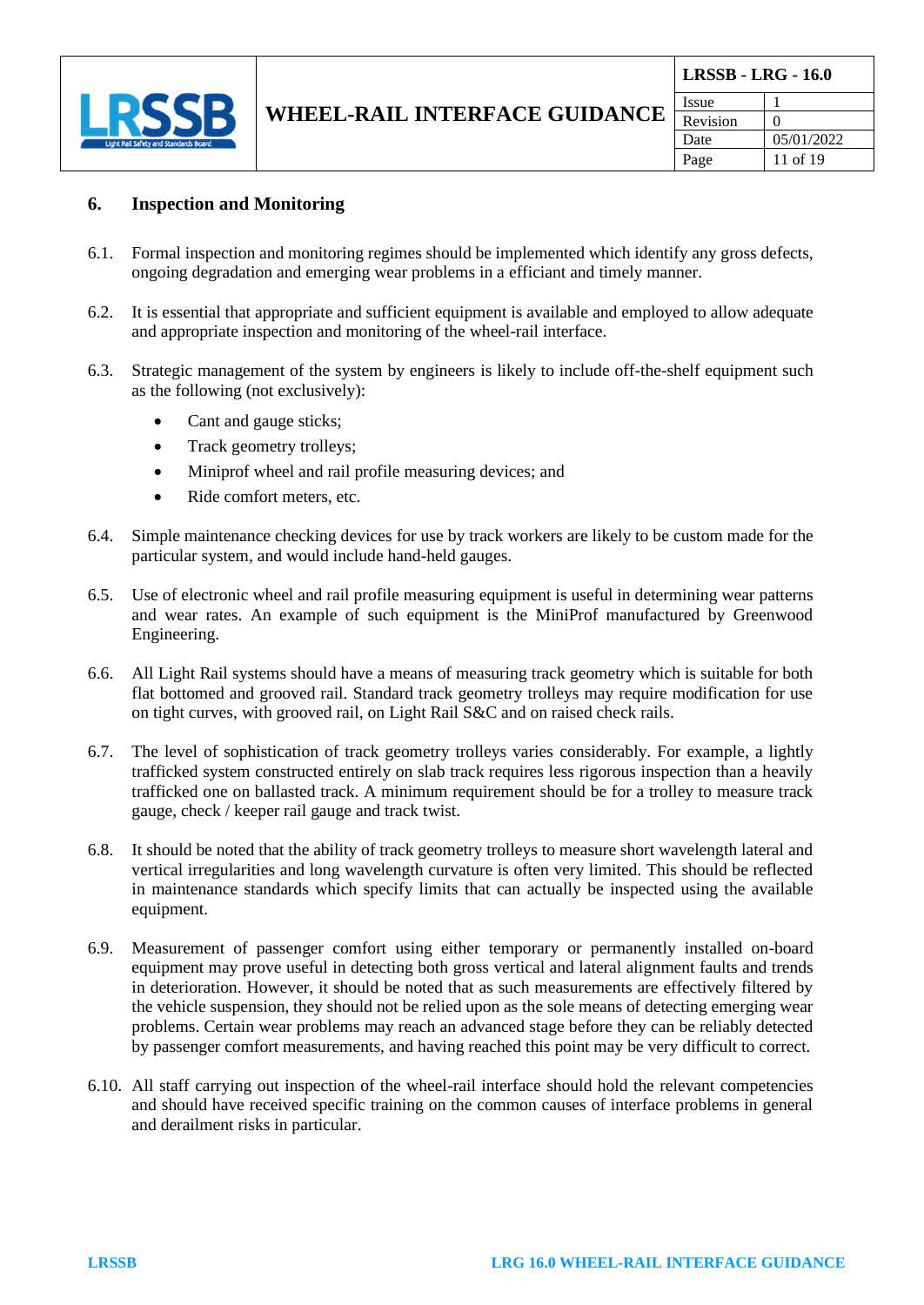## 6. Inspection and Monitoring

6.1. Formal inspection and monitoring regimes should be implemented which identify any gross defects, ongoing degradation and emerging wear problems in a efficiant and timely manner.

6.2. It is essential that appropriate and sufficient equipment is available and employed to allow adequate and appropriate inspection and monitoring of the wheel-rail interface.

6.3. Strategic management of the system by engineers is likely to include off-the-shelf equipment such as the following (not exclusively):

- Cant and gauge sticks;
- Track geometry trolleys;
- Miniprof wheel and rail profile measuring devices; and
- Ride comfort meters, etc.

6.4. Simple maintenance checking devices for use by track workers are likely to be custom made for the particular system, and would include hand-held gauges.

6.5. Use of electronic wheel and rail profile measuring equipment is useful in determining wear patterns and wear rates. An example of such equipment is the MiniProf manufactured by Greenwood Engineering.

6.6. All Light Rail systems should have a means of measuring track geometry which is suitable for both flat bottomed and grooved rail. Standard track geometry trolleys may require modification for use on tight curves, with grooved rail, on Light Rail S&C and on raised check rails.

6.7. The level of sophistication of track geometry trolleys varies considerably. For example, a lightly trafficked system constructed entirely on slab track requires less rigorous inspection than a heavily trafficked one on ballasted track. A minimum requirement should be for a trolley to measure track gauge, check / keeper rail gauge and track twist.

6.8. It should be noted that the ability of track geometry trolleys to measure short wavelength lateral and vertical irregularities and long wavelength curvature is often very limited. This should be reflected in maintenance standards which specify limits that can actually be inspected using the available equipment.

6.9. Measurement of passenger comfort using either temporary or permanently installed on-board equipment may prove useful in detecting both gross vertical and lateral alignment faults and trends in deterioration. However, it should be noted that as such measurements are effectively filtered by the vehicle suspension, they should not be relied upon as the sole means of detecting emerging wear problems. Certain wear problems may reach an advanced stage before they can be reliably detected by passenger comfort measurements, and having reached this point may be very difficult to correct.

6.10. All staff carrying out inspection of the wheel-rail interface should hold the relevant competencies and should have received specific training on the common causes of interface problems in general and derailment risks in particular.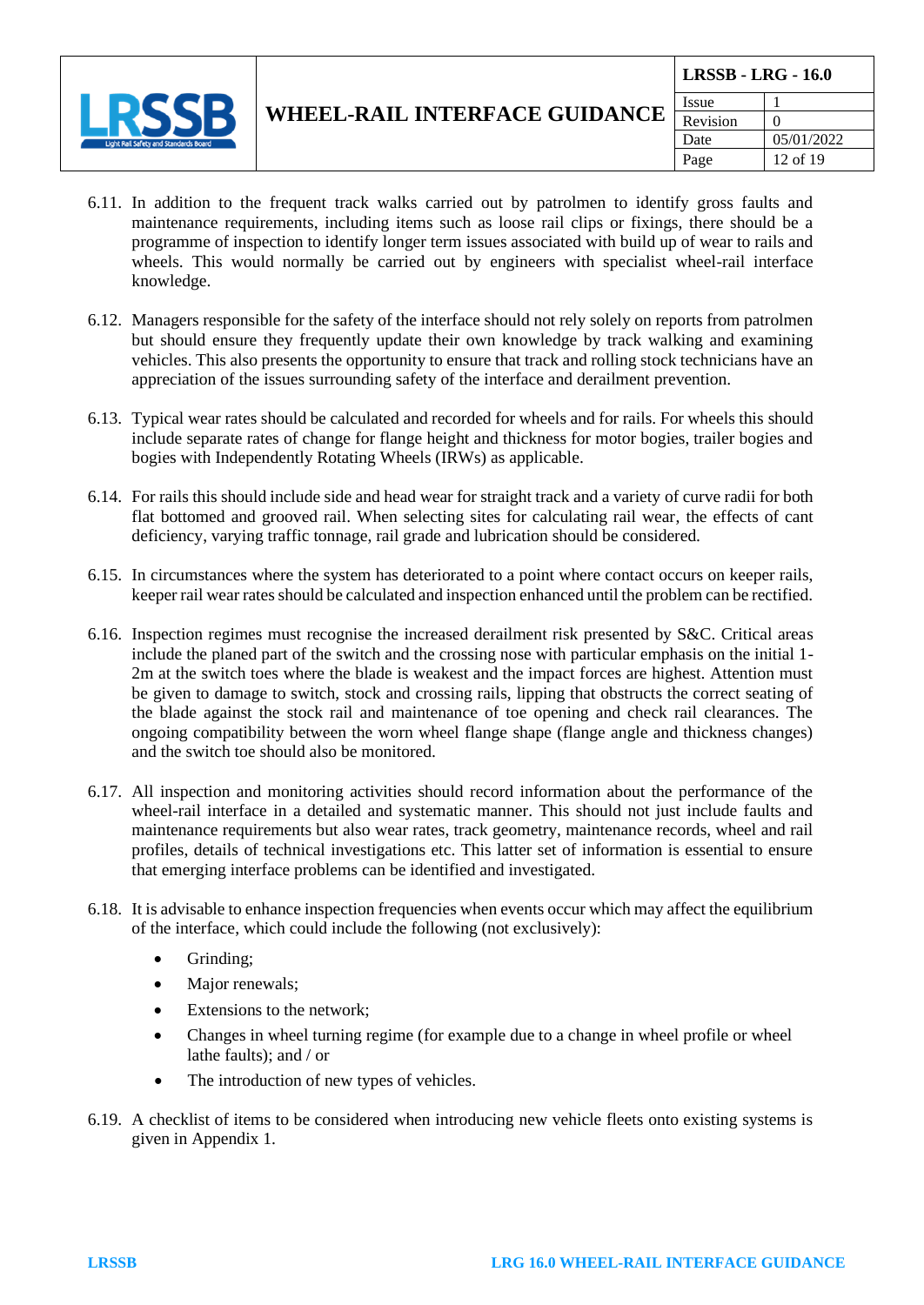6.11. In addition to the frequent track walks carried out by patrolmen to identify gross faults and maintenance requirements, including items such as loose rail clips or fixings, there should be a programme of inspection to identify longer term issues associated with build up of wear to rails and wheels. This would normally be carried out by engineers with specialist wheel-rail interface knowledge.

6.12. Managers responsible for the safety of the interface should not rely solely on reports from patrolmen but should ensure they frequently update their own knowledge by track walking and examining vehicles. This also presents the opportunity to ensure that track and rolling stock technicians have an appreciation of the issues surrounding safety of the interface and derailment prevention.

6.13. Typical wear rates should be calculated and recorded for wheels and for rails. For wheels this should include separate rates of change for flange height and thickness for motor bogies, trailer bogies and bogies with Independently Rotating Wheels (IRWs) as applicable.

6.14. For rails this should include side and head wear for straight track and a variety of curve radii for both flat bottomed and grooved rail. When selecting sites for calculating rail wear, the effects of cant deficiency, varying traffic tonnage, rail grade and lubrication should be considered.

6.15. In circumstances where the system has deteriorated to a point where contact occurs on keeper rails, keeper rail wear rates should be calculated and inspection enhanced until the problem can be rectified.

6.16. Inspection regimes must recognise the increased derailment risk presented by S&C. Critical areas include the planed part of the switch and the crossing nose with particular emphasis on the initial 1-2m at the switch toes where the blade is weakest and the impact forces are highest. Attention must be given to damage to switch, stock and crossing rails, lipping that obstructs the correct seating of the blade against the stock rail and maintenance of toe opening and check rail clearances. The ongoing compatibility between the worn wheel flange shape (flange angle and thickness changes) and the switch toe should also be monitored.

6.17. All inspection and monitoring activities should record information about the performance of the wheel-rail interface in a detailed and systematic manner. This should not just include faults and maintenance requirements but also wear rates, track geometry, maintenance records, wheel and rail profiles, details of technical investigations etc. This latter set of information is essential to ensure that emerging interface problems can be identified and investigated.

6.18. It is advisable to enhance inspection frequencies when events occur which may affect the equilibrium of the interface, which could include the following (not exclusively):

- Grinding;
- Major renewals;
- Extensions to the network;
- Changes in wheel turning regime (for example due to a change in wheel profile or wheel lathe faults); and / or
- The introduction of new types of vehicles.

6.19. A checklist of items to be considered when introducing new vehicle fleets onto existing systems is given in Appendix 1.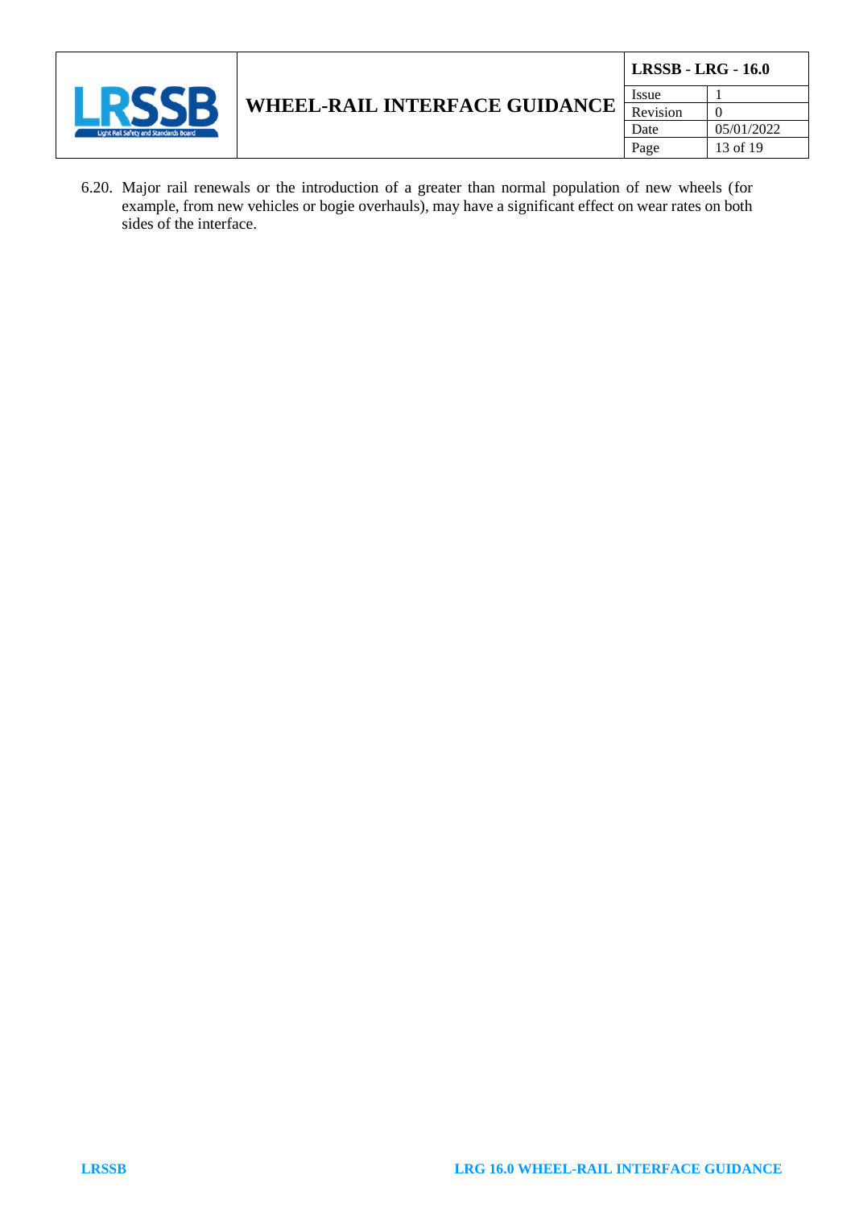6.20. Major rail renewals or the introduction of a greater than normal population of new wheels (for example, from new vehicles or bogie overhauls), may have a significant effect on wear rates on both sides of the interface.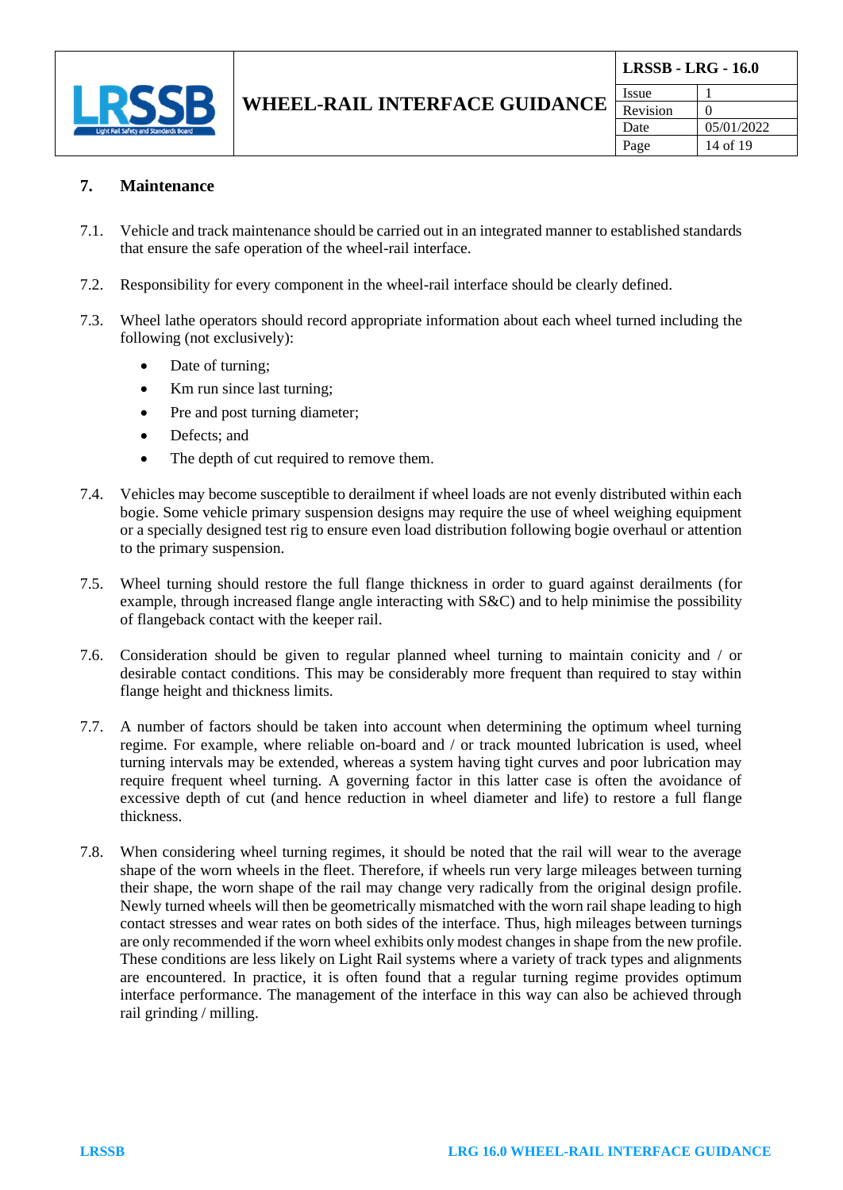## 7. Maintenance

7.1. Vehicle and track maintenance should be carried out in an integrated manner to established standards that ensure the safe operation of the wheel-rail interface.

7.2. Responsibility for every component in the wheel-rail interface should be clearly defined.

7.3. Wheel lathe operators should record appropriate information about each wheel turned including the following (not exclusively):

- Date of turning;
- Km run since last turning;
- Pre and post turning diameter;
- Defects; and
- The depth of cut required to remove them.

7.4. Vehicles may become susceptible to derailment if wheel loads are not evenly distributed within each bogie. Some vehicle primary suspension designs may require the use of wheel weighing equipment or a specially designed test rig to ensure even load distribution following bogie overhaul or attention to the primary suspension.

7.5. Wheel turning should restore the full flange thickness in order to guard against derailments (for example, through increased flange angle interacting with S&C) and to help minimise the possibility of flangeback contact with the keeper rail.

7.6. Consideration should be given to regular planned wheel turning to maintain conicity and / or desirable contact conditions. This may be considerably more frequent than required to stay within flange height and thickness limits.

7.7. A number of factors should be taken into account when determining the optimum wheel turning regime. For example, where reliable on-board and / or track mounted lubrication is used, wheel turning intervals may be extended, whereas a system having tight curves and poor lubrication may require frequent wheel turning. A governing factor in this latter case is often the avoidance of excessive depth of cut (and hence reduction in wheel diameter and life) to restore a full flange thickness.

7.8. When considering wheel turning regimes, it should be noted that the rail will wear to the average shape of the worn wheels in the fleet. Therefore, if wheels run very large mileages between turning their shape, the worn shape of the rail may change very radically from the original design profile. Newly turned wheels will then be geometrically mismatched with the worn rail shape leading to high contact stresses and wear rates on both sides of the interface. Thus, high mileages between turnings are only recommended if the worn wheel exhibits only modest changes in shape from the new profile. These conditions are less likely on Light Rail systems where a variety of track types and alignments are encountered. In practice, it is often found that a regular turning regime provides optimum interface performance. The management of the interface in this way can also be achieved through rail grinding / milling.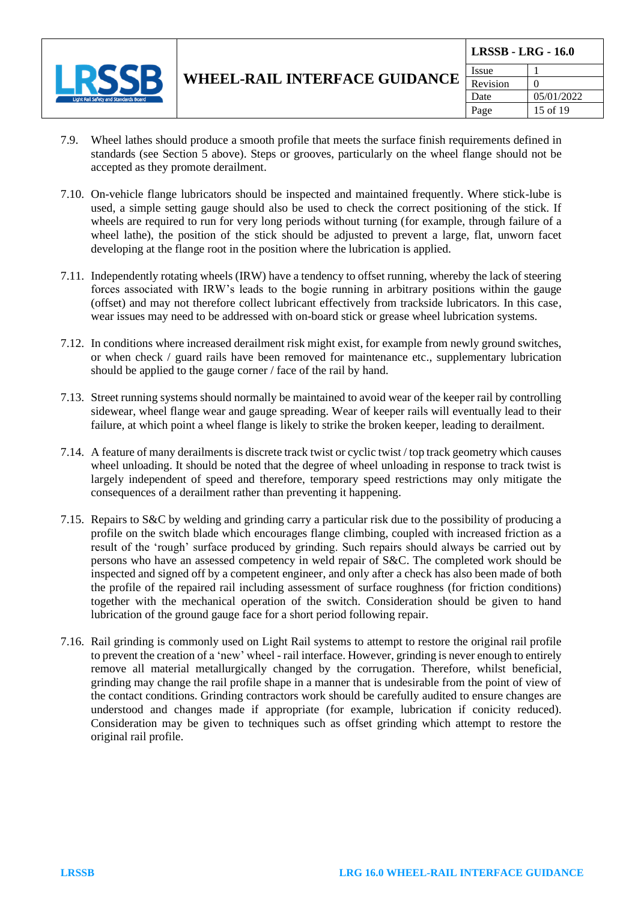7.9. Wheel lathes should produce a smooth profile that meets the surface finish requirements defined in standards (see Section 5 above). Steps or grooves, particularly on the wheel flange should not be accepted as they promote derailment.

7.10. On-vehicle flange lubricators should be inspected and maintained frequently. Where stick-lube is used, a simple setting gauge should also be used to check the correct positioning of the stick. If wheels are required to run for very long periods without turning (for example, through failure of a wheel lathe), the position of the stick should be adjusted to prevent a large, flat, unworn facet developing at the flange root in the position where the lubrication is applied.

7.11. Independently rotating wheels (IRW) have a tendency to offset running, whereby the lack of steering forces associated with IRW's leads to the bogie running in arbitrary positions within the gauge (offset) and may not therefore collect lubricant effectively from trackside lubricators. In this case, wear issues may need to be addressed with on-board stick or grease wheel lubrication systems.

7.12. In conditions where increased derailment risk might exist, for example from newly ground switches, or when check / guard rails have been removed for maintenance etc., supplementary lubrication should be applied to the gauge corner / face of the rail by hand.

7.13. Street running systems should normally be maintained to avoid wear of the keeper rail by controlling sidewear, wheel flange wear and gauge spreading. Wear of keeper rails will eventually lead to their failure, at which point a wheel flange is likely to strike the broken keeper, leading to derailment.

7.14. A feature of many derailments is discrete track twist or cyclic twist / top track geometry which causes wheel unloading. It should be noted that the degree of wheel unloading in response to track twist is largely independent of speed and therefore, temporary speed restrictions may only mitigate the consequences of a derailment rather than preventing it happening.

7.15. Repairs to S&C by welding and grinding carry a particular risk due to the possibility of producing a profile on the switch blade which encourages flange climbing, coupled with increased friction as a result of the 'rough' surface produced by grinding. Such repairs should always be carried out by persons who have an assessed competency in weld repair of S&C. The completed work should be inspected and signed off by a competent engineer, and only after a check has also been made of both the profile of the repaired rail including assessment of surface roughness (for friction conditions) together with the mechanical operation of the switch. Consideration should be given to hand lubrication of the ground gauge face for a short period following repair.

7.16. Rail grinding is commonly used on Light Rail systems to attempt to restore the original rail profile to prevent the creation of a 'new' wheel - rail interface. However, grinding is never enough to entirely remove all material metallurgically changed by the corrugation. Therefore, whilst beneficial, grinding may change the rail profile shape in a manner that is undesirable from the point of view of the contact conditions. Grinding contractors work should be carefully audited to ensure changes are understood and changes made if appropriate (for example, lubrication if conicity reduced). Consideration may be given to techniques such as offset grinding which attempt to restore the original rail profile.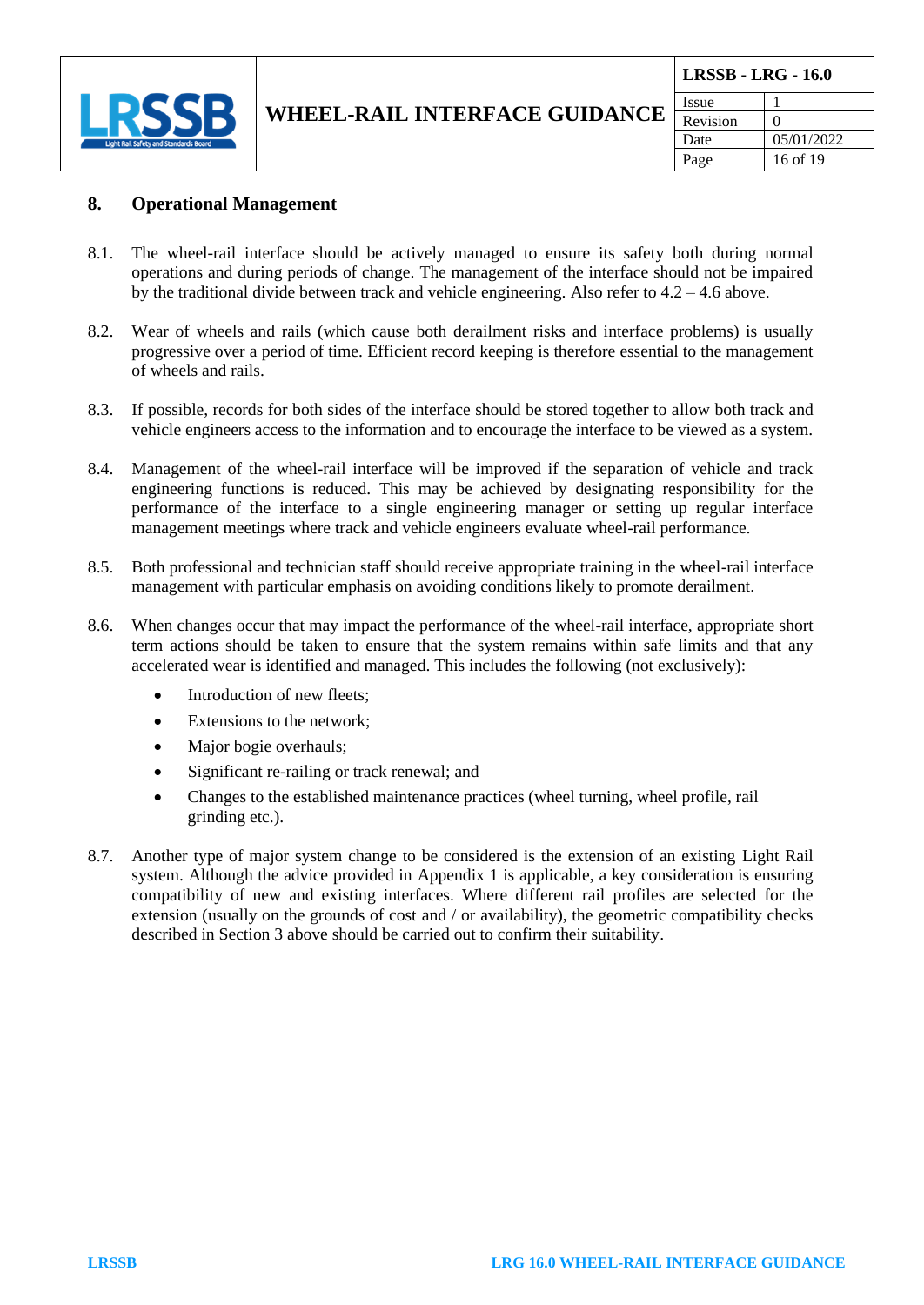## 8. Operational Management

8.1. The wheel-rail interface should be actively managed to ensure its safety both during normal operations and during periods of change. The management of the interface should not be impaired by the traditional divide between track and vehicle engineering. Also refer to 4.2 – 4.6 above.

8.2. Wear of wheels and rails (which cause both derailment risks and interface problems) is usually progressive over a period of time. Efficient record keeping is therefore essential to the management of wheels and rails.

8.3. If possible, records for both sides of the interface should be stored together to allow both track and vehicle engineers access to the information and to encourage the interface to be viewed as a system.

8.4. Management of the wheel-rail interface will be improved if the separation of vehicle and track engineering functions is reduced. This may be achieved by designating responsibility for the performance of the interface to a single engineering manager or setting up regular interface management meetings where track and vehicle engineers evaluate wheel-rail performance.

8.5. Both professional and technician staff should receive appropriate training in the wheel-rail interface management with particular emphasis on avoiding conditions likely to promote derailment.

8.6. When changes occur that may impact the performance of the wheel-rail interface, appropriate short term actions should be taken to ensure that the system remains within safe limits and that any accelerated wear is identified and managed. This includes the following (not exclusively):

- Introduction of new fleets;
- Extensions to the network;
- Major bogie overhauls;
- Significant re-railing or track renewal; and
- Changes to the established maintenance practices (wheel turning, wheel profile, rail grinding etc.).

8.7. Another type of major system change to be considered is the extension of an existing Light Rail system. Although the advice provided in Appendix 1 is applicable, a key consideration is ensuring compatibility of new and existing interfaces. Where different rail profiles are selected for the extension (usually on the grounds of cost and / or availability), the geometric compatibility checks described in Section 3 above should be carried out to confirm their suitability.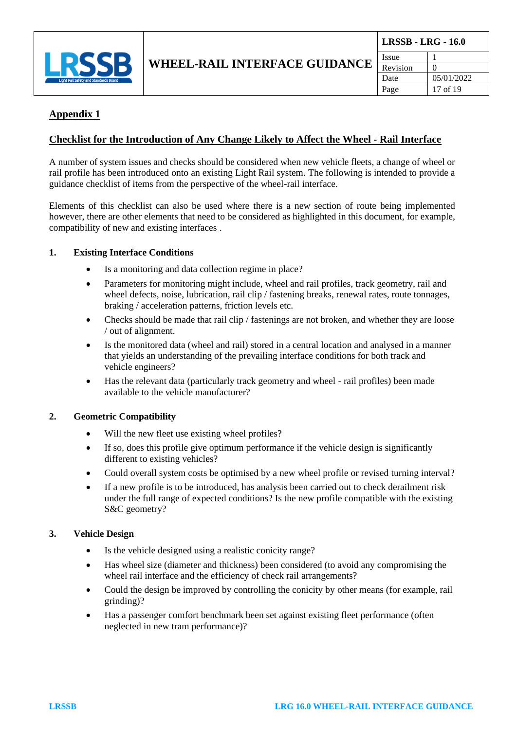## Appendix 1

### Checklist for the Introduction of Any Change Likely to Affect the Wheel - Rail Interface

A number of system issues and checks should be considered when new vehicle fleets, a change of wheel or rail profile has been introduced onto an existing Light Rail system. The following is intended to provide a guidance checklist of items from the perspective of the wheel-rail interface.

Elements of this checklist can also be used where there is a new section of route being implemented however, there are other elements that need to be considered as highlighted in this document, for example, compatibility of new and existing interfaces .

**1. Existing Interface Conditions**

- Is a monitoring and data collection regime in place?
- Parameters for monitoring might include, wheel and rail profiles, track geometry, rail and wheel defects, noise, lubrication, rail clip / fastening breaks, renewal rates, route tonnages, braking / acceleration patterns, friction levels etc.
- Checks should be made that rail clip / fastenings are not broken, and whether they are loose / out of alignment.
- Is the monitored data (wheel and rail) stored in a central location and analysed in a manner that yields an understanding of the prevailing interface conditions for both track and vehicle engineers?
- Has the relevant data (particularly track geometry and wheel - rail profiles) been made available to the vehicle manufacturer?

**2. Geometric Compatibility**

- Will the new fleet use existing wheel profiles?
- If so, does this profile give optimum performance if the vehicle design is significantly different to existing vehicles?
- Could overall system costs be optimised by a new wheel profile or revised turning interval?
- If a new profile is to be introduced, has analysis been carried out to check derailment risk under the full range of expected conditions? Is the new profile compatible with the existing S&C geometry?

**3. Vehicle Design**

- Is the vehicle designed using a realistic conicity range?
- Has wheel size (diameter and thickness) been considered (to avoid any compromising the wheel rail interface and the efficiency of check rail arrangements?
- Could the design be improved by controlling the conicity by other means (for example, rail grinding)?
- Has a passenger comfort benchmark been set against existing fleet performance (often neglected in new tram performance)?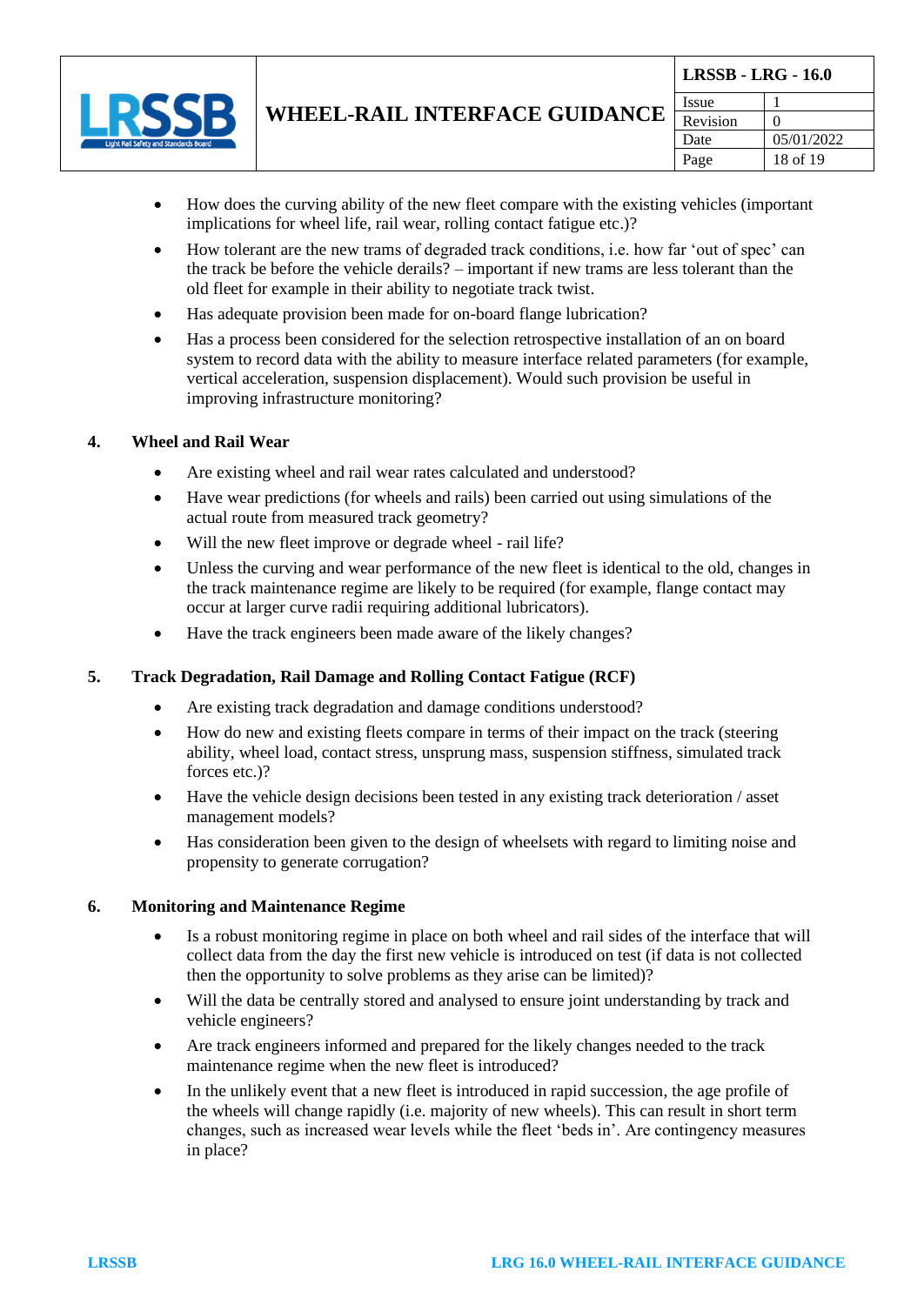- How does the curving ability of the new fleet compare with the existing vehicles (important implications for wheel life, rail wear, rolling contact fatigue etc.)?
- How tolerant are the new trams of degraded track conditions, i.e. how far 'out of spec' can the track be before the vehicle derails? – important if new trams are less tolerant than the old fleet for example in their ability to negotiate track twist.
- Has adequate provision been made for on-board flange lubrication?
- Has a process been considered for the selection retrospective installation of an on board system to record data with the ability to measure interface related parameters (for example, vertical acceleration, suspension displacement). Would such provision be useful in improving infrastructure monitoring?

## 4. Wheel and Rail Wear

- Are existing wheel and rail wear rates calculated and understood?
- Have wear predictions (for wheels and rails) been carried out using simulations of the actual route from measured track geometry?
- Will the new fleet improve or degrade wheel - rail life?
- Unless the curving and wear performance of the new fleet is identical to the old, changes in the track maintenance regime are likely to be required (for example, flange contact may occur at larger curve radii requiring additional lubricators).
- Have the track engineers been made aware of the likely changes?

## 5. Track Degradation, Rail Damage and Rolling Contact Fatigue (RCF)

- Are existing track degradation and damage conditions understood?
- How do new and existing fleets compare in terms of their impact on the track (steering ability, wheel load, contact stress, unsprung mass, suspension stiffness, simulated track forces etc.)?
- Have the vehicle design decisions been tested in any existing track deterioration / asset management models?
- Has consideration been given to the design of wheelsets with regard to limiting noise and propensity to generate corrugation?

## 6. Monitoring and Maintenance Regime

- Is a robust monitoring regime in place on both wheel and rail sides of the interface that will collect data from the day the first new vehicle is introduced on test (if data is not collected then the opportunity to solve problems as they arise can be limited)?
- Will the data be centrally stored and analysed to ensure joint understanding by track and vehicle engineers?
- Are track engineers informed and prepared for the likely changes needed to the track maintenance regime when the new fleet is introduced?
- In the unlikely event that a new fleet is introduced in rapid succession, the age profile of the wheels will change rapidly (i.e. majority of new wheels). This can result in short term changes, such as increased wear levels while the fleet 'beds in'. Are contingency measures in place?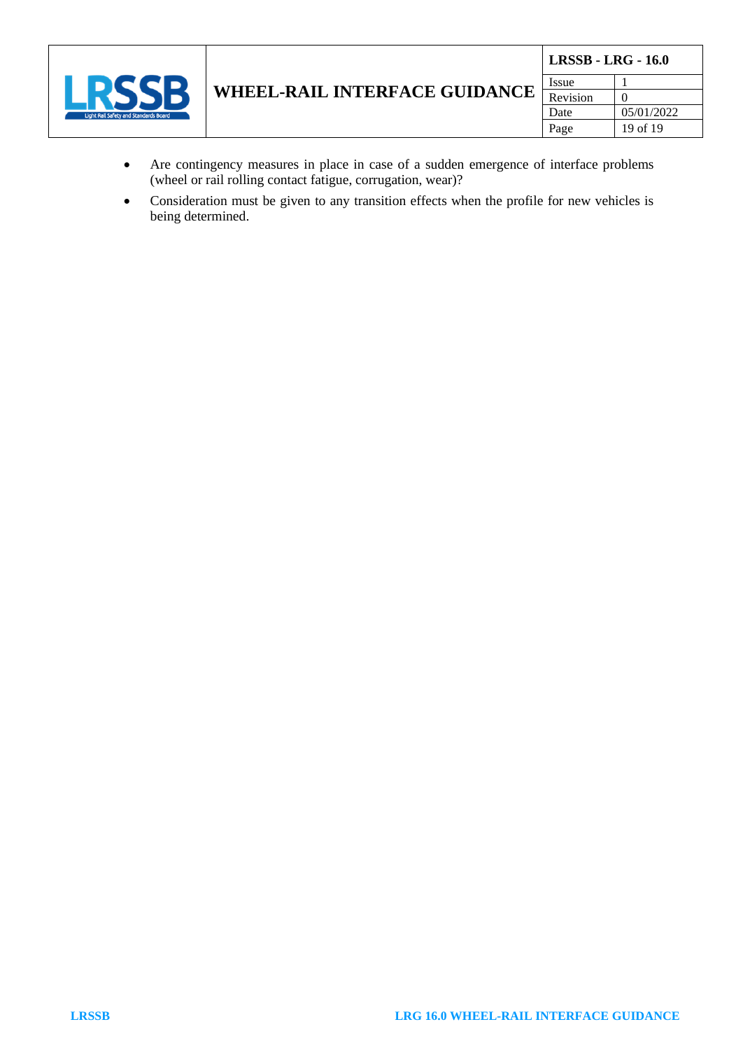- Are contingency measures in place in case of a sudden emergence of interface problems (wheel or rail rolling contact fatigue, corrugation, wear)?
- Consideration must be given to any transition effects when the profile for new vehicles is being determined.